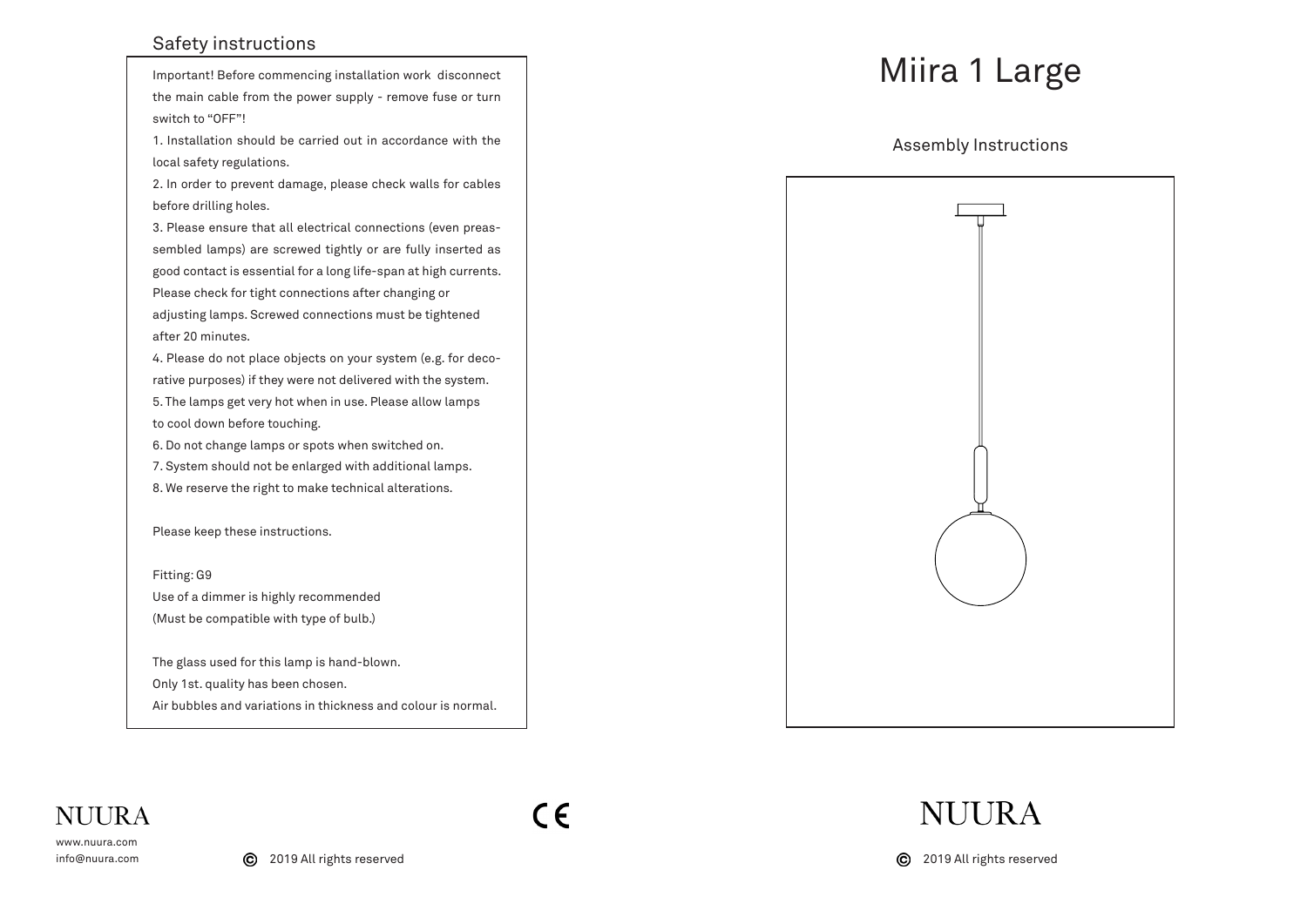## Safety instructions

Important! Before commencing installation work disconnect the main cable from the power supply - remove fuse or turn switch to "OFF"!

1. Installation should be carried out in accordance with the local safety regulations.
2. In order to prevent damage, please check walls for cables before drilling holes.
3. Please ensure that all electrical connections (even preassembled lamps) are screwed tightly or are fully inserted as good contact is essential for a long life-span at high currents. Please check for tight connections after changing or adjusting lamps. Screwed connections must be tightened after 20 minutes.
4. Please do not place objects on your system (e.g. for decorative purposes) if they were not delivered with the system.
5. The lamps get very hot when in use. Please allow lamps to cool down before touching.
6. Do not change lamps or spots when switched on.
7. System should not be enlarged with additional lamps.
8. We reserve the right to make technical alterations.

Please keep these instructions.

Fitting: G9
Use of a dimmer is highly recommended
(Must be compatible with type of bulb.)

The glass used for this lamp is hand-blown.
Only 1st. quality has been chosen.
Air bubbles and variations in thickness and colour is normal.

NUURA

www.nuura.com
info@nuura.com

© 2019 All rights reserved

CE

# Miira 1 Large

## Assembly Instructions

NUURA

© 2019 All rights reserved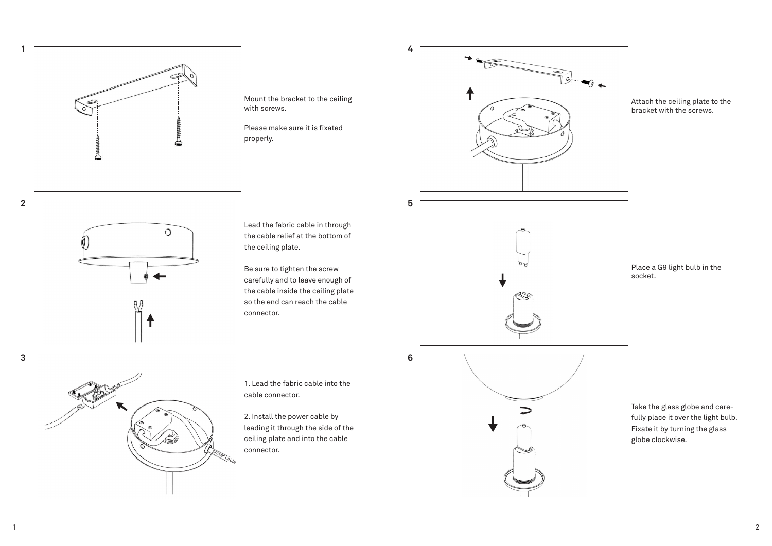**1**

Mount the bracket to the ceiling with screws.

Please make sure it is fixated properly.

**2**

Lead the fabric cable in through the cable relief at the bottom of the ceiling plate.

Be sure to tighten the screw carefully and to leave enough of the cable inside the ceiling plate so the end can reach the cable connector.

**3**

power cable

1. Lead the fabric cable into the cable connector.

2. Install the power cable by leading it through the side of the ceiling plate and into the cable connector.

**4**

Attach the ceiling plate to the bracket with the screws.

**5**

Place a G9 light bulb in the socket.

**6**

Take the glass globe and carefully place it over the light bulb. Fixate it by turning the glass globe clockwise.